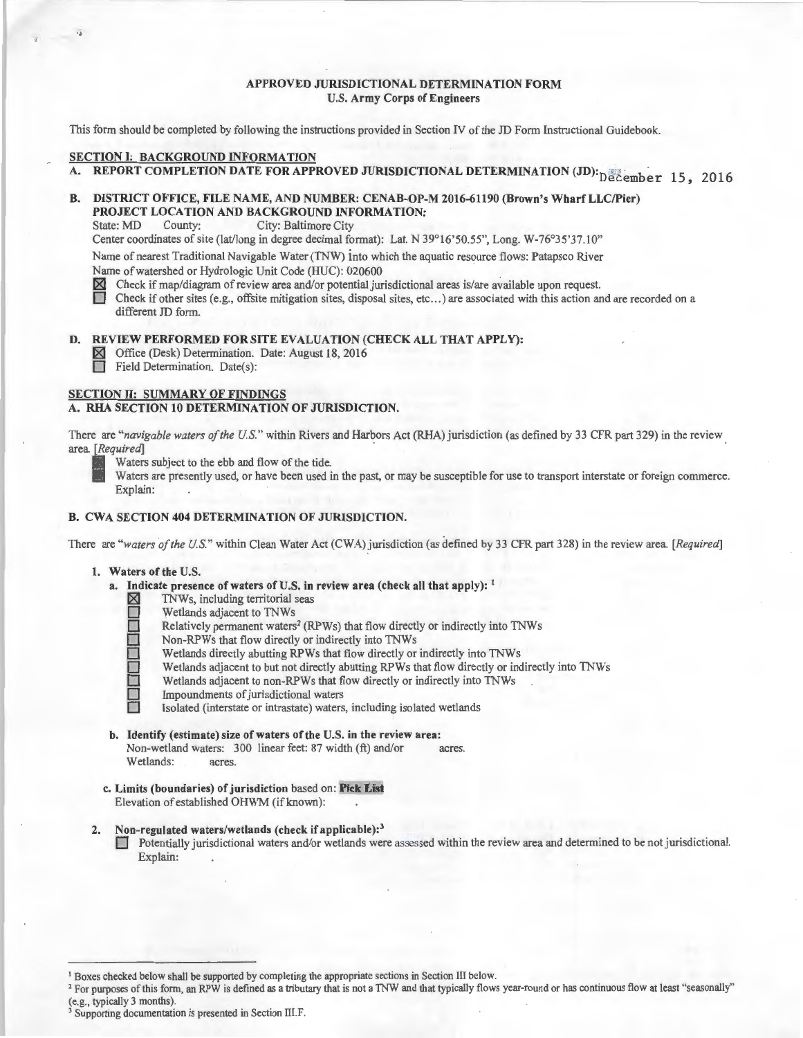## APPROVED JURISDICTIONAL DETERMINATION FORM
### U.S. Army Corps of Engineers

This form should be completed by following the instructions provided in Section IV of the JD Form Instructional Guidebook.

### SECTION I: BACKGROUND INFORMATION

**A. REPORT COMPLETION DATE FOR APPROVED JURISDICTIONAL DETERMINATION (JD):** December 15, 2016

**B. DISTRICT OFFICE, FILE NAME, AND NUMBER: CENAB-OP-M 2016-61190 (Brown's Wharf LLC/Pier)**
**PROJECT LOCATION AND BACKGROUND INFORMATION:**

State: MD County: City: Baltimore City

Center coordinates of site (lat/long in degree decimal format): Lat. N 39°16'50.55", Long. W-76°35'37.10"

Name of nearest Traditional Navigable Water (TNW) into which the aquatic resource flows: Patapsco River

Name of watershed or Hydrologic Unit Code (HUC): 020600

☒ Check if map/diagram of review area and/or potential jurisdictional areas is/are available upon request.

☐ Check if other sites (e.g., offsite mitigation sites, disposal sites, etc...) are associated with this action and are recorded on a different JD form.

**D. REVIEW PERFORMED FOR SITE EVALUATION (CHECK ALL THAT APPLY):**

☒ Office (Desk) Determination. Date: August 18, 2016

☐ Field Determination. Date(s):

### SECTION II: SUMMARY OF FINDINGS

**A. RHA SECTION 10 DETERMINATION OF JURISDICTION.**

There are "*navigable waters of the U.S.*" within Rivers and Harbors Act (RHA) jurisdiction (as defined by 33 CFR part 329) in the review area. *[Required]*

☐ Waters subject to the ebb and flow of the tide.

☐ Waters are presently used, or have been used in the past, or may be susceptible for use to transport interstate or foreign commerce. Explain:

**B. CWA SECTION 404 DETERMINATION OF JURISDICTION.**

There are "*waters of the U.S.*" within Clean Water Act (CWA) jurisdiction (as defined by 33 CFR part 328) in the review area. *[Required]*

**1. Waters of the U.S.**

**a. Indicate presence of waters of U.S. in review area (check all that apply):** [1]

☒ TNWs, including territorial seas

☐ Wetlands adjacent to TNWs

☐ Relatively permanent waters[2] (RPWs) that flow directly or indirectly into TNWs

☐ Non-RPWs that flow directly or indirectly into TNWs

☐ Wetlands directly abutting RPWs that flow directly or indirectly into TNWs

☐ Wetlands adjacent to but not directly abutting RPWs that flow directly or indirectly into TNWs

☐ Wetlands adjacent to non-RPWs that flow directly or indirectly into TNWs

☐ Impoundments of jurisdictional waters

☐ Isolated (interstate or intrastate) waters, including isolated wetlands

**b. Identify (estimate) size of waters of the U.S. in the review area:**

Non-wetland waters: 300 linear feet: 87 width (ft) and/or acres.

Wetlands: acres.

**c. Limits (boundaries) of jurisdiction** based on: **Pick List**

Elevation of established OHWM (if known):

**2. Non-regulated waters/wetlands (check if applicable):**[3]

☐ Potentially jurisdictional waters and/or wetlands were assessed within the review area and determined to be not jurisdictional. Explain:

---

[1] Boxes checked below shall be supported by completing the appropriate sections in Section III below.

[2] For purposes of this form, an RPW is defined as a tributary that is not a TNW and that typically flows year-round or has continuous flow at least "seasonally" (e.g., typically 3 months).

[3] Supporting documentation is presented in Section III.F.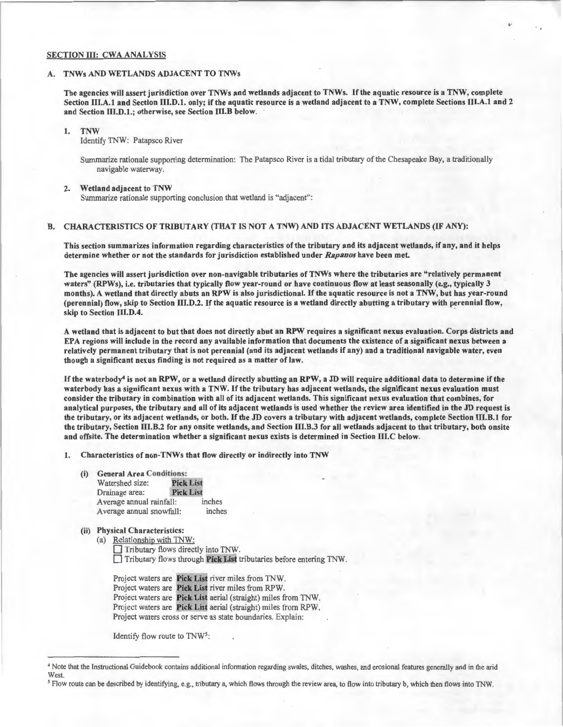## SECTION III: CWA ANALYSIS

### A. TNWs AND WETLANDS ADJACENT TO TNWs

**The agencies will assert jurisdiction over TNWs and wetlands adjacent to TNWs. If the aquatic resource is a TNW, complete Section III.A.1 and Section III.D.1. only; if the aquatic resource is a wetland adjacent to a TNW, complete Sections III.A.1 and 2 and Section III.D.1.; otherwise, see Section III.B below.**

1. **TNW**
   Identify TNW: Patapsco River

   Summarize rationale supporting determination: The Patapsco River is a tidal tributary of the Chesapeake Bay, a traditionally navigable waterway.

2. **Wetland adjacent to TNW**
   Summarize rationale supporting conclusion that wetland is "adjacent":

### B. CHARACTERISTICS OF TRIBUTARY (THAT IS NOT A TNW) AND ITS ADJACENT WETLANDS (IF ANY):

**This section summarizes information regarding characteristics of the tributary and its adjacent wetlands, if any, and it helps determine whether or not the standards for jurisdiction established under *Rapanos* have been met.**

**The agencies will assert jurisdiction over non-navigable tributaries of TNWs where the tributaries are "relatively permanent waters" (RPWs), i.e. tributaries that typically flow year-round or have continuous flow at least seasonally (e.g., typically 3 months). A wetland that directly abuts an RPW is also jurisdictional. If the aquatic resource is not a TNW, but has year-round (perennial) flow, skip to Section III.D.2. If the aquatic resource is a wetland directly abutting a tributary with perennial flow, skip to Section III.D.4.**

**A wetland that is adjacent to but that does not directly abut an RPW requires a significant nexus evaluation. Corps districts and EPA regions will include in the record any available information that documents the existence of a significant nexus between a relatively permanent tributary that is not perennial (and its adjacent wetlands if any) and a traditional navigable water, even though a significant nexus finding is not required as a matter of law.**

**If the waterbody[4] is not an RPW, or a wetland directly abutting an RPW, a JD will require additional data to determine if the waterbody has a significant nexus with a TNW. If the tributary has adjacent wetlands, the significant nexus evaluation must consider the tributary in combination with all of its adjacent wetlands. This significant nexus evaluation that combines, for analytical purposes, the tributary and all of its adjacent wetlands is used whether the review area identified in the JD request is the tributary, or its adjacent wetlands, or both. If the JD covers a tributary with adjacent wetlands, complete Section III.B.1 for the tributary, Section III.B.2 for any onsite wetlands, and Section III.B.3 for all wetlands adjacent to that tributary, both onsite and offsite. The determination whether a significant nexus exists is determined in Section III.C below.**

1. **Characteristics of non-TNWs that flow directly or indirectly into TNW**

   (i) **General Area Conditions:**
   Watershed size: **Pick List**
   Drainage area: **Pick List**
   Average annual rainfall: inches
   Average annual snowfall: inches

   (ii) **Physical Characteristics:**
   (a) Relationship with TNW:
   ☐ Tributary flows directly into TNW.
   ☐ Tributary flows through **Pick List** tributaries before entering TNW.

   Project waters are **Pick List** river miles from TNW.
   Project waters are **Pick List** river miles from RPW.
   Project waters are **Pick List** aerial (straight) miles from TNW.
   Project waters are **Pick List** aerial (straight) miles from RPW.
   Project waters cross or serve as state boundaries. Explain:

   Identify flow route to TNW[5]:

---

[4] Note that the Instructional Guidebook contains additional information regarding swales, ditches, washes, and erosional features generally and in the arid West.

[5] Flow route can be described by identifying, e.g., tributary a, which flows through the review area, to flow into tributary b, which then flows into TNW.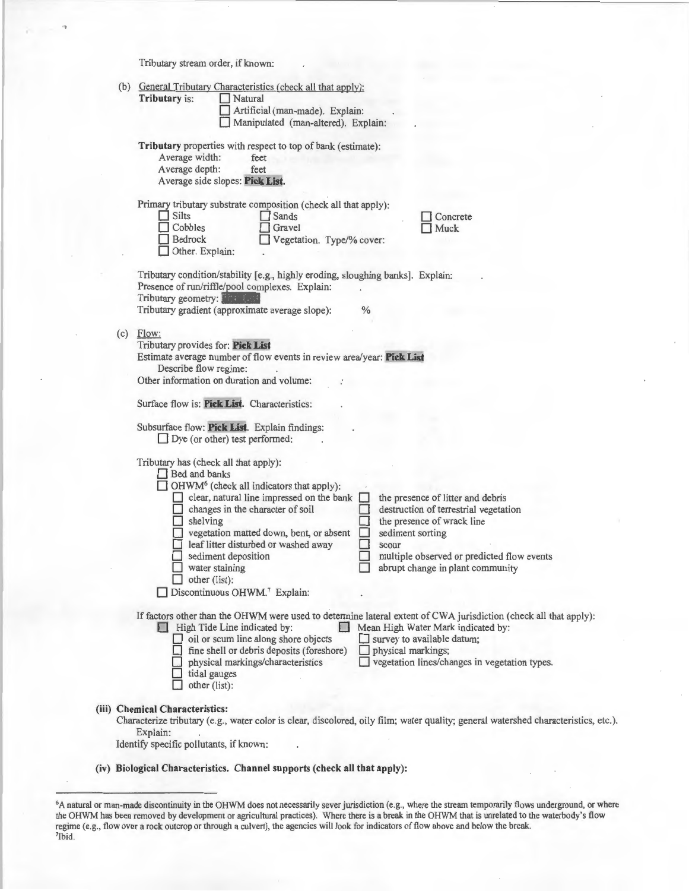Tributary stream order, if known: .

(b) General Tributary Characteristics (check all that apply):

**Tributary** is:
- ☐ Natural
- ☐ Artificial (man-made). Explain: .
- ☐ Manipulated (man-altered). Explain: .

**Tributary** properties with respect to top of bank (estimate):
- Average width: feet
- Average depth: feet
- Average side slopes: **Pick List**.

Primary tributary substrate composition (check all that apply):
- ☐ Silts
- ☐ Sands
- ☐ Concrete
- ☐ Cobbles
- ☐ Gravel
- ☐ Muck
- ☐ Bedrock
- ☐ Vegetation. Type/% cover:
- ☐ Other. Explain: .

Tributary condition/stability [e.g., highly eroding, sloughing banks]. Explain: .
Presence of run/riffle/pool complexes. Explain: .
Tributary geometry: **Pick List**
Tributary gradient (approximate average slope): %

(c) Flow:

Tributary provides for: **Pick List**
Estimate average number of flow events in review area/year: **Pick List**
Describe flow regime: .
Other information on duration and volume: .

Surface flow is: **Pick List**. Characteristics: .

Subsurface flow: **Pick List**. Explain findings: .
- ☐ Dye (or other) test performed: .

Tributary has (check all that apply):
- ☐ Bed and banks
- ☐ OHWM[6] (check all indicators that apply):
  - ☐ clear, natural line impressed on the bank
  - ☐ the presence of litter and debris
  - ☐ changes in the character of soil
  - ☐ destruction of terrestrial vegetation
  - ☐ shelving
  - ☐ the presence of wrack line
  - ☐ vegetation matted down, bent, or absent
  - ☐ sediment sorting
  - ☐ leaf litter disturbed or washed away
  - ☐ scour
  - ☐ sediment deposition
  - ☐ multiple observed or predicted flow events
  - ☐ water staining
  - ☐ abrupt change in plant community
  - ☐ other (list):
- ☐ Discontinuous OHWM.[7] Explain: .

If factors other than the OHWM were used to determine lateral extent of CWA jurisdiction (check all that apply):
- ☐ High Tide Line indicated by:
  - ☐ oil or scum line along shore objects
  - ☐ fine shell or debris deposits (foreshore)
  - ☐ physical markings/characteristics
  - ☐ tidal gauges
  - ☐ other (list):
- ☐ Mean High Water Mark indicated by:
  - ☐ survey to available datum;
  - ☐ physical markings;
  - ☐ vegetation lines/changes in vegetation types.

**(iii) Chemical Characteristics:**

Characterize tributary (e.g., water color is clear, discolored, oily film; water quality; general watershed characteristics, etc.). Explain: .

Identify specific pollutants, if known: .

**(iv) Biological Characteristics. Channel supports (check all that apply):**

---

[6] A natural or man-made discontinuity in the OHWM does not necessarily sever jurisdiction (e.g., where the stream temporarily flows underground, or where the OHWM has been removed by development or agricultural practices). Where there is a break in the OHWM that is unrelated to the waterbody's flow regime (e.g., flow over a rock outcrop or through a culvert), the agencies will look for indicators of flow above and below the break.

[7] Ibid.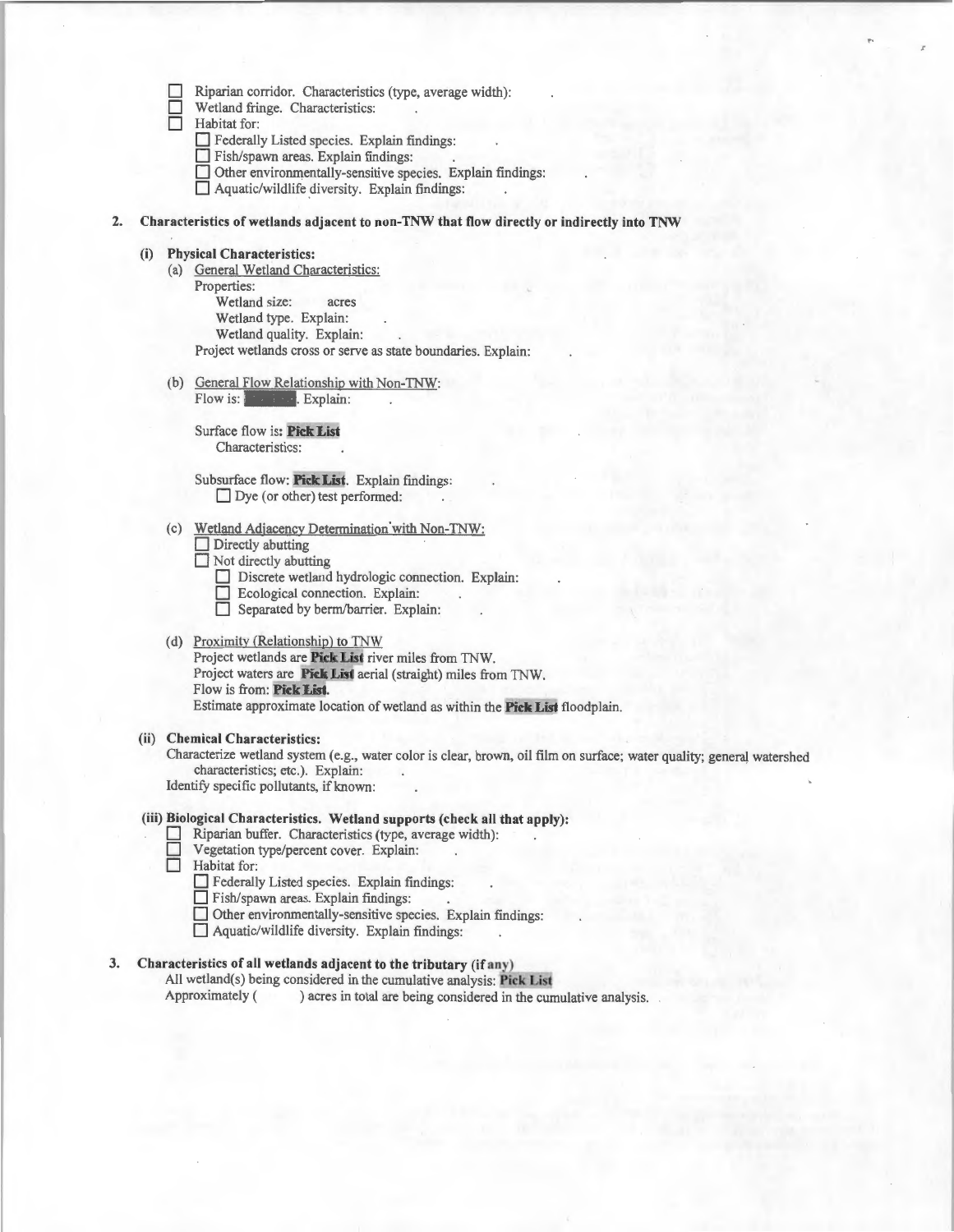- ☐ Riparian corridor. Characteristics (type, average width): .
- ☐ Wetland fringe. Characteristics: .
- ☐ Habitat for:
  - ☐ Federally Listed species. Explain findings: .
  - ☐ Fish/spawn areas. Explain findings: .
  - ☐ Other environmentally-sensitive species. Explain findings: .
  - ☐ Aquatic/wildlife diversity. Explain findings: .

**2. Characteristics of wetlands adjacent to non-TNW that flow directly or indirectly into TNW**

**(i) Physical Characteristics:**

(a) General Wetland Characteristics:

Properties:

Wetland size: acres

Wetland type. Explain: .

Wetland quality. Explain: .

Project wetlands cross or serve as state boundaries. Explain: .

(b) General Flow Relationship with Non-TNW:

Flow is: . Explain: .

Surface flow is: **Pick List**

Characteristics: .

Subsurface flow: **Pick List**. Explain findings: .

- ☐ Dye (or other) test performed: .

(c) Wetland Adjacency Determination with Non-TNW:

- ☐ Directly abutting
- ☐ Not directly abutting
  - ☐ Discrete wetland hydrologic connection. Explain: .
  - ☐ Ecological connection. Explain: .
  - ☐ Separated by berm/barrier. Explain: .

(d) Proximity (Relationship) to TNW

Project wetlands are **Pick List** river miles from TNW.

Project waters are **Pick List** aerial (straight) miles from TNW.

Flow is from: **Pick List**.

Estimate approximate location of wetland as within the **Pick List** floodplain.

**(ii) Chemical Characteristics:**

Characterize wetland system (e.g., water color is clear, brown, oil film on surface; water quality; general watershed characteristics; etc.). Explain: .

Identify specific pollutants, if known: .

**(iii) Biological Characteristics. Wetland supports (check all that apply):**

- ☐ Riparian buffer. Characteristics (type, average width): .
- ☐ Vegetation type/percent cover. Explain: .
- ☐ Habitat for:
  - ☐ Federally Listed species. Explain findings: .
  - ☐ Fish/spawn areas. Explain findings: .
  - ☐ Other environmentally-sensitive species. Explain findings: .
  - ☐ Aquatic/wildlife diversity. Explain findings: .

**3. Characteristics of all wetlands adjacent to the tributary (if any)**

All wetland(s) being considered in the cumulative analysis: **Pick List**

Approximately ( ) acres in total are being considered in the cumulative analysis.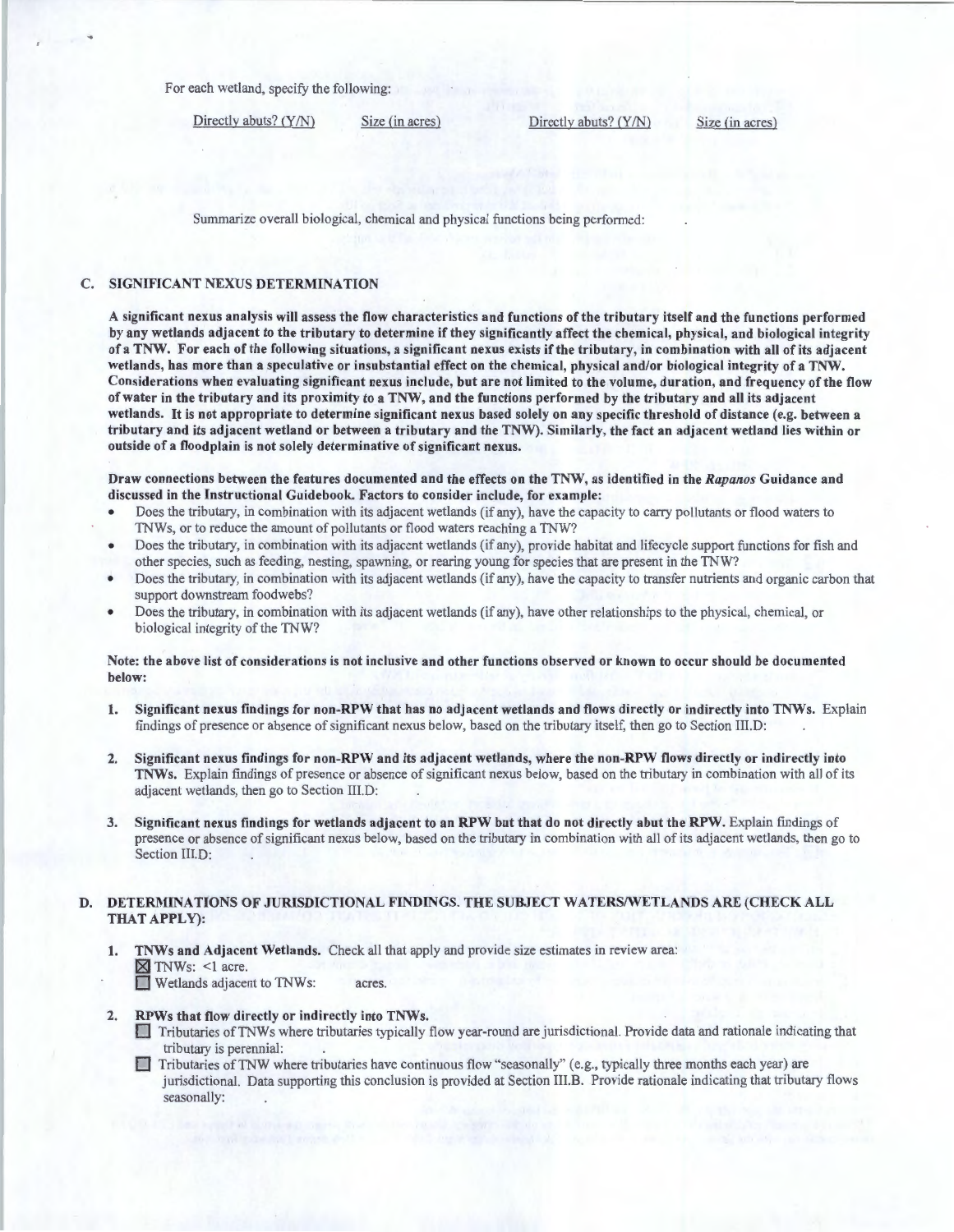For each wetland, specify the following:

| Directly abuts? (Y/N) | Size (in acres) | Directly abuts? (Y/N) | Size (in acres) |
|---|---|---|---|

Summarize overall biological, chemical and physical functions being performed: .

### C. SIGNIFICANT NEXUS DETERMINATION

**A significant nexus analysis will assess the flow characteristics and functions of the tributary itself and the functions performed by any wetlands adjacent to the tributary to determine if they significantly affect the chemical, physical, and biological integrity of a TNW. For each of the following situations, a significant nexus exists if the tributary, in combination with all of its adjacent wetlands, has more than a speculative or insubstantial effect on the chemical, physical and/or biological integrity of a TNW. Considerations when evaluating significant nexus include, but are not limited to the volume, duration, and frequency of the flow of water in the tributary and its proximity to a TNW, and the functions performed by the tributary and all its adjacent wetlands. It is not appropriate to determine significant nexus based solely on any specific threshold of distance (e.g. between a tributary and its adjacent wetland or between a tributary and the TNW). Similarly, the fact an adjacent wetland lies within or outside of a floodplain is not solely determinative of significant nexus.**

**Draw connections between the features documented and the effects on the TNW, as identified in the *Rapanos* Guidance and discussed in the Instructional Guidebook. Factors to consider include, for example:**

- Does the tributary, in combination with its adjacent wetlands (if any), have the capacity to carry pollutants or flood waters to TNWs, or to reduce the amount of pollutants or flood waters reaching a TNW?
- Does the tributary, in combination with its adjacent wetlands (if any), provide habitat and lifecycle support functions for fish and other species, such as feeding, nesting, spawning, or rearing young for species that are present in the TNW?
- Does the tributary, in combination with its adjacent wetlands (if any), have the capacity to transfer nutrients and organic carbon that support downstream foodwebs?
- Does the tributary, in combination with its adjacent wetlands (if any), have other relationships to the physical, chemical, or biological integrity of the TNW?

**Note: the above list of considerations is not inclusive and other functions observed or known to occur should be documented below:**

1. **Significant nexus findings for non-RPW that has no adjacent wetlands and flows directly or indirectly into TNWs.** Explain findings of presence or absence of significant nexus below, based on the tributary itself, then go to Section III.D: .

2. **Significant nexus findings for non-RPW and its adjacent wetlands, where the non-RPW flows directly or indirectly into TNWs.** Explain findings of presence or absence of significant nexus below, based on the tributary in combination with all of its adjacent wetlands, then go to Section III.D: .

3. **Significant nexus findings for wetlands adjacent to an RPW but that do not directly abut the RPW.** Explain findings of presence or absence of significant nexus below, based on the tributary in combination with all of its adjacent wetlands, then go to Section III.D: .

### D. DETERMINATIONS OF JURISDICTIONAL FINDINGS. THE SUBJECT WATERS/WETLANDS ARE (CHECK ALL THAT APPLY):

1. **TNWs and Adjacent Wetlands.** Check all that apply and provide size estimates in review area:
   - ☒ TNWs: <1 acre.
   - ☐ Wetlands adjacent to TNWs: acres.

2. **RPWs that flow directly or indirectly into TNWs.**
   - ☐ Tributaries of TNWs where tributaries typically flow year-round are jurisdictional. Provide data and rationale indicating that tributary is perennial: .
   - ☐ Tributaries of TNW where tributaries have continuous flow "seasonally" (e.g., typically three months each year) are jurisdictional. Data supporting this conclusion is provided at Section III.B. Provide rationale indicating that tributary flows seasonally: .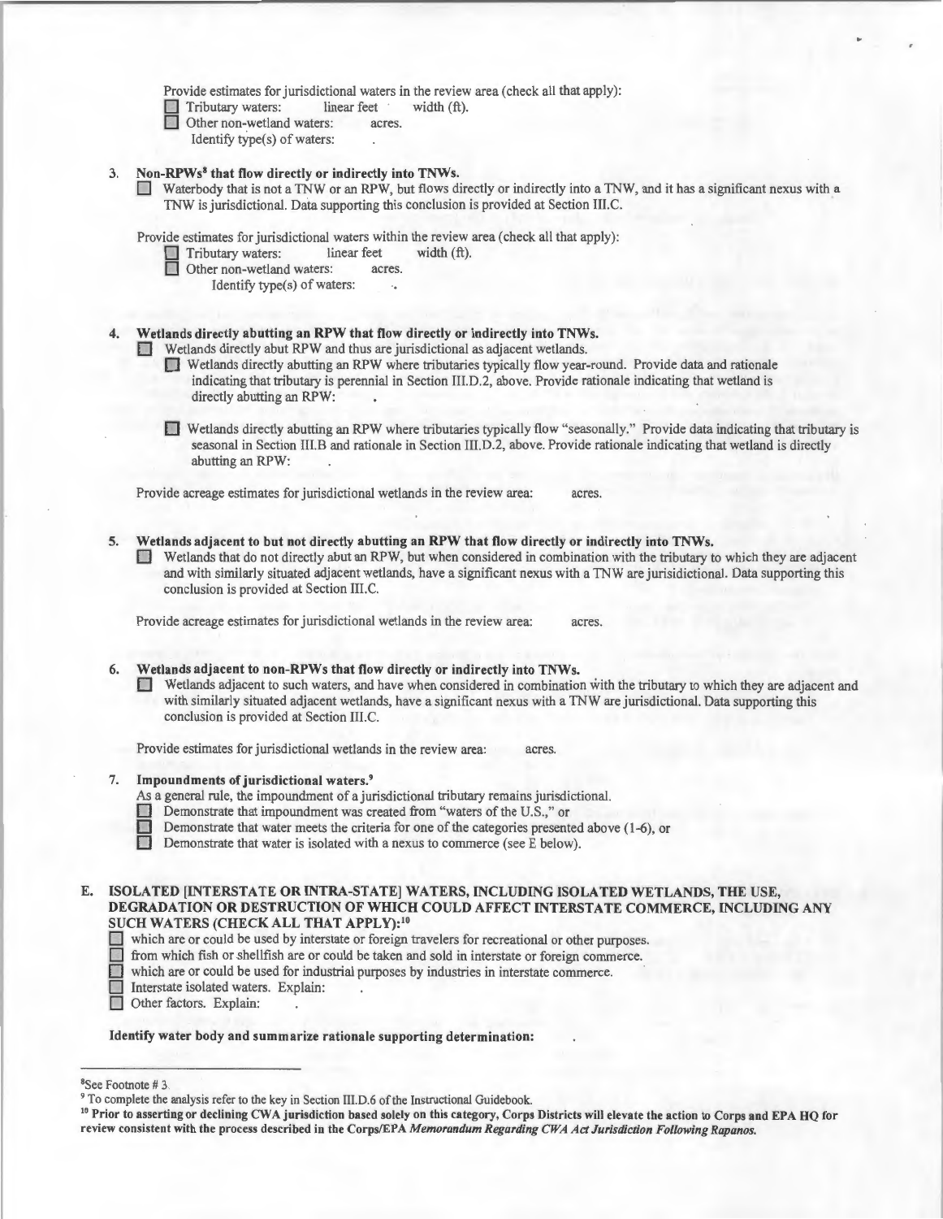Provide estimates for jurisdictional waters in the review area (check all that apply):

- ☐ Tributary waters: linear feet width (ft).
- ☐ Other non-wetland waters: acres.

  Identify type(s) of waters: .

3. **Non-RPWs[8] that flow directly or indirectly into TNWs.**

   ☐ Waterbody that is not a TNW or an RPW, but flows directly or indirectly into a TNW, and it has a significant nexus with a TNW is jurisdictional. Data supporting this conclusion is provided at Section III.C.

   Provide estimates for jurisdictional waters within the review area (check all that apply):

   - ☐ Tributary waters: linear feet width (ft).
   - ☐ Other non-wetland waters: acres.

     Identify type(s) of waters: .

4. **Wetlands directly abutting an RPW that flow directly or indirectly into TNWs.**

   ☐ Wetlands directly abut RPW and thus are jurisdictional as adjacent wetlands.

   - ☐ Wetlands directly abutting an RPW where tributaries typically flow year-round. Provide data and rationale indicating that tributary is perennial in Section III.D.2, above. Provide rationale indicating that wetland is directly abutting an RPW: .
   - ☐ Wetlands directly abutting an RPW where tributaries typically flow "seasonally." Provide data indicating that tributary is seasonal in Section III.B and rationale in Section III.D.2, above. Provide rationale indicating that wetland is directly abutting an RPW: .

   Provide acreage estimates for jurisdictional wetlands in the review area: acres.

5. **Wetlands adjacent to but not directly abutting an RPW that flow directly or indirectly into TNWs.**

   ☐ Wetlands that do not directly abut an RPW, but when considered in combination with the tributary to which they are adjacent and with similarly situated adjacent wetlands, have a significant nexus with a TNW are jurisidictional. Data supporting this conclusion is provided at Section III.C.

   Provide acreage estimates for jurisdictional wetlands in the review area: acres.

6. **Wetlands adjacent to non-RPWs that flow directly or indirectly into TNWs.**

   ☐ Wetlands adjacent to such waters, and have when considered in combination with the tributary to which they are adjacent and with similarly situated adjacent wetlands, have a significant nexus with a TNW are jurisdictional. Data supporting this conclusion is provided at Section III.C.

   Provide estimates for jurisdictional wetlands in the review area: acres.

7. **Impoundments of jurisdictional waters.[9]**

   As a general rule, the impoundment of a jurisdictional tributary remains jurisdictional.

   - ☐ Demonstrate that impoundment was created from "waters of the U.S.," or
   - ☐ Demonstrate that water meets the criteria for one of the categories presented above (1-6), or
   - ☐ Demonstrate that water is isolated with a nexus to commerce (see E below).

**E. ISOLATED [INTERSTATE OR INTRA-STATE] WATERS, INCLUDING ISOLATED WETLANDS, THE USE, DEGRADATION OR DESTRUCTION OF WHICH COULD AFFECT INTERSTATE COMMERCE, INCLUDING ANY SUCH WATERS (CHECK ALL THAT APPLY):[10]**

- ☐ which are or could be used by interstate or foreign travelers for recreational or other purposes.
- ☐ from which fish or shellfish are or could be taken and sold in interstate or foreign commerce.
- ☐ which are or could be used for industrial purposes by industries in interstate commerce.
- ☐ Interstate isolated waters. Explain: .
- ☐ Other factors. Explain: .

**Identify water body and summarize rationale supporting determination:** .

---

[8] See Footnote # 3.

[9] To complete the analysis refer to the key in Section III.D.6 of the Instructional Guidebook.

[10] **Prior to asserting or declining CWA jurisdiction based solely on this category, Corps Districts will elevate the action to Corps and EPA HQ for review consistent with the process described in the Corps/EPA *Memorandum Regarding CWA Act Jurisdiction Following Rapanos.***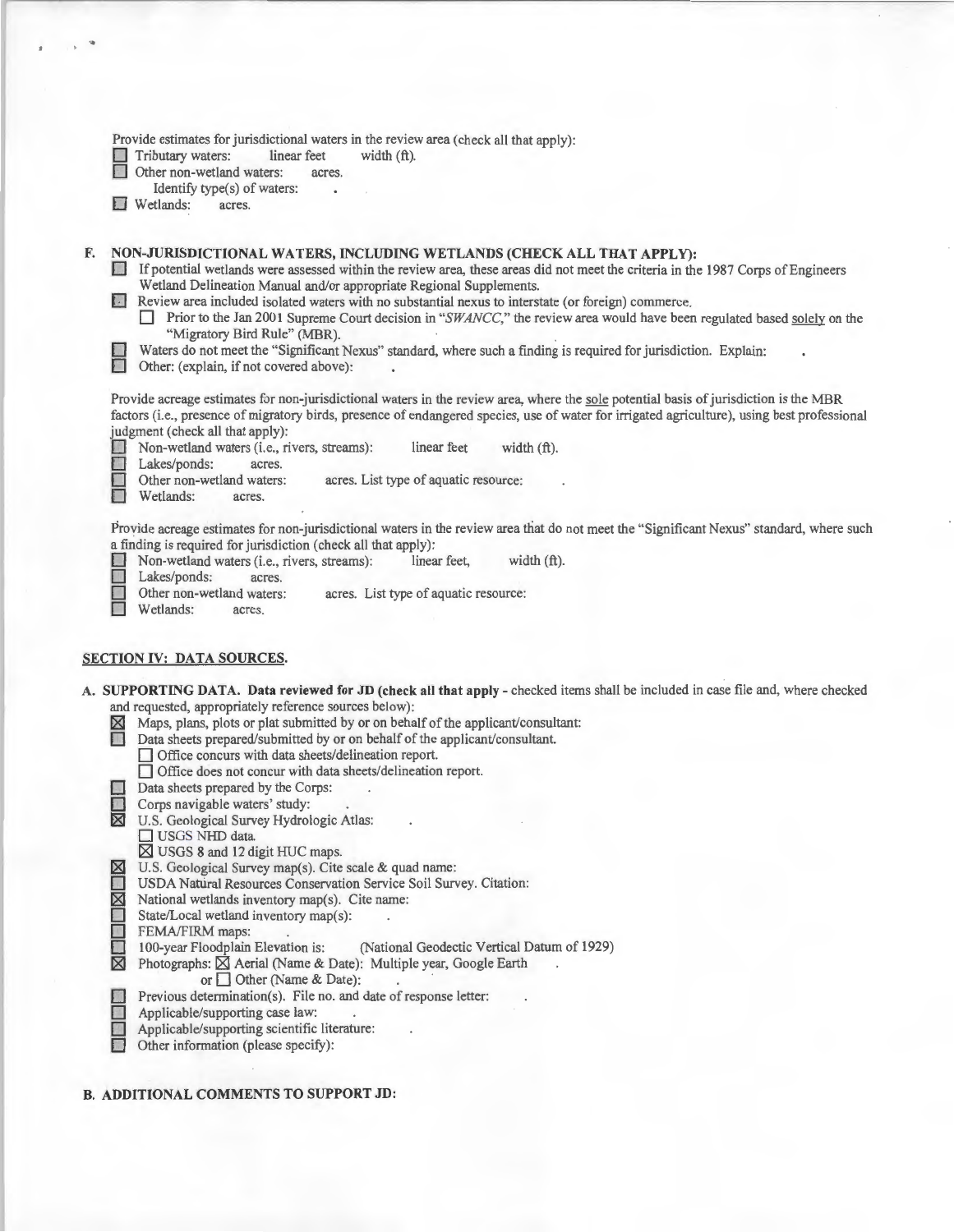Provide estimates for jurisdictional waters in the review area (check all that apply):

- ☐ Tributary waters: linear feet width (ft).
- ☐ Other non-wetland waters: acres.
  - Identify type(s) of waters: .
- ☐ Wetlands: acres.

**F. NON-JURISDICTIONAL WATERS, INCLUDING WETLANDS (CHECK ALL THAT APPLY):**

- ☐ If potential wetlands were assessed within the review area, these areas did not meet the criteria in the 1987 Corps of Engineers Wetland Delineation Manual and/or appropriate Regional Supplements.
- ☐ Review area included isolated waters with no substantial nexus to interstate (or foreign) commerce.
  - ☐ Prior to the Jan 2001 Supreme Court decision in "*SWANCC*," the review area would have been regulated based solely on the "Migratory Bird Rule" (MBR).
- ☐ Waters do not meet the "Significant Nexus" standard, where such a finding is required for jurisdiction. Explain: .
- ☐ Other: (explain, if not covered above): .

Provide acreage estimates for non-jurisdictional waters in the review area, where the sole potential basis of jurisdiction is the MBR factors (i.e., presence of migratory birds, presence of endangered species, use of water for irrigated agriculture), using best professional judgment (check all that apply):

- ☐ Non-wetland waters (i.e., rivers, streams): linear feet width (ft).
- ☐ Lakes/ponds: acres.
- ☐ Other non-wetland waters: acres. List type of aquatic resource: .
- ☐ Wetlands: acres.

Provide acreage estimates for non-jurisdictional waters in the review area that do not meet the "Significant Nexus" standard, where such a finding is required for jurisdiction (check all that apply):

- ☐ Non-wetland waters (i.e., rivers, streams): linear feet, width (ft).
- ☐ Lakes/ponds: acres.
- ☐ Other non-wetland waters: acres. List type of aquatic resource: .
- ☐ Wetlands: acres.

## SECTION IV: DATA SOURCES.

**A. SUPPORTING DATA. Data reviewed for JD (check all that apply** - checked items shall be included in case file and, where checked and requested, appropriately reference sources below):

- ☒ Maps, plans, plots or plat submitted by or on behalf of the applicant/consultant:
- ☐ Data sheets prepared/submitted by or on behalf of the applicant/consultant.
  - ☐ Office concurs with data sheets/delineation report.
  - ☐ Office does not concur with data sheets/delineation report.
- ☐ Data sheets prepared by the Corps: .
- ☐ Corps navigable waters' study: .
- ☒ U.S. Geological Survey Hydrologic Atlas: .
  - ☐ USGS NHD data.
  - ☒ USGS 8 and 12 digit HUC maps.
- ☒ U.S. Geological Survey map(s). Cite scale & quad name:
- ☐ USDA Natural Resources Conservation Service Soil Survey. Citation:
- ☒ National wetlands inventory map(s). Cite name:
- ☐ State/Local wetland inventory map(s): .
- ☐ FEMA/FIRM maps: .
- ☐ 100-year Floodplain Elevation is: (National Geodectic Vertical Datum of 1929)
- ☒ Photographs: ☒ Aerial (Name & Date): Multiple year, Google Earth .
  - or ☐ Other (Name & Date): .
- ☐ Previous determination(s). File no. and date of response letter: .
- ☐ Applicable/supporting case law: .
- ☐ Applicable/supporting scientific literature: .
- ☐ Other information (please specify):

**B. ADDITIONAL COMMENTS TO SUPPORT JD:**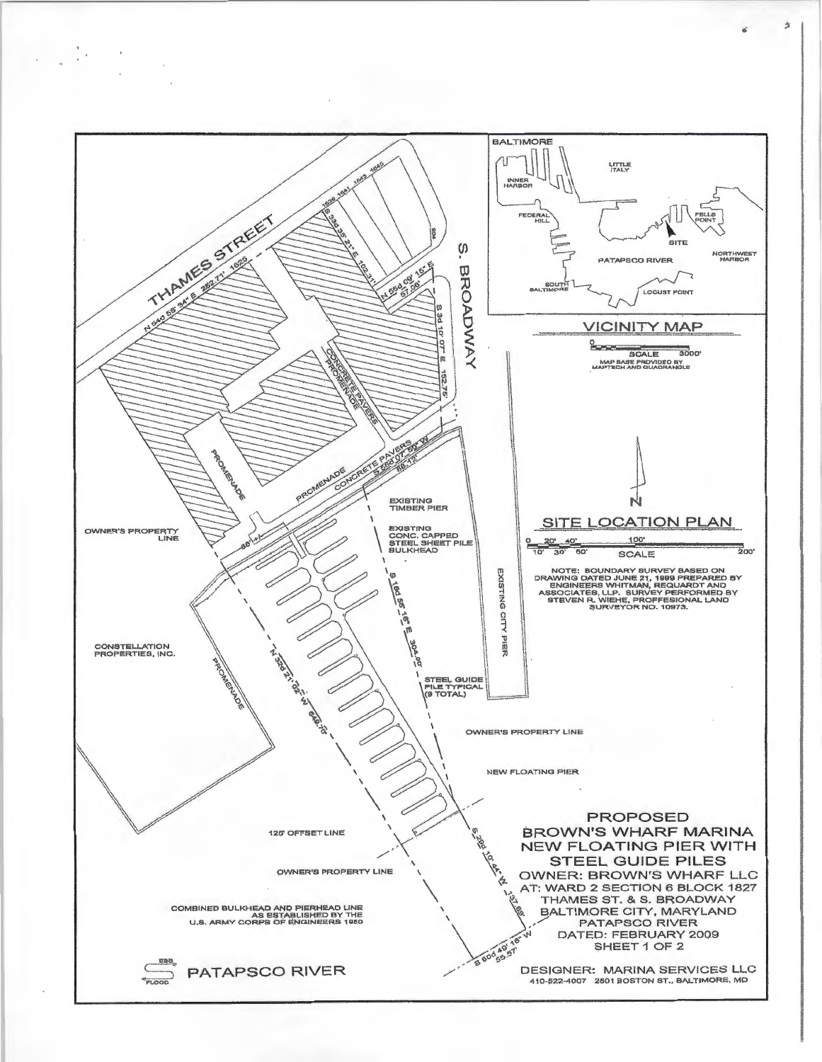THAMES STREET

N 54d 58' 34" E 252.71'

1625

1639 1641 1643 1645

S 33d 35' 21" E 102.31'

906

N 55d 09' 15" E 57.06'

S 3d 10' 07" E 152.75'

S. BROADWAY

CONCRETE PAVERS PROMENADE

PROMENADE

PROMENADE

CONCRETE PAVERS

S 56d 07' 59" W 68.12'

EXISTING TIMBER PIER

EXISTING CONC. CAPPED STEEL SHEET PILE BULKHEAD

OWNER'S PROPERTY LINE

66' +/-

S 18d 55' 16" E 304.00'

EXISTING CITY PIER

CONSTELLATION PROPERTIES, INC.

PROMENADE

N 33d 21' 02" W 649.70'

STEEL GUIDE PILE TYPICAL (9 TOTAL)

OWNER'S PROPERTY LINE

NEW FLOATING PIER

125' OFFSET LINE

OWNER'S PROPERTY LINE

S 29d 10' 44" W 137.85'

COMBINED BULKHEAD AND PIERHEAD LINE AS ESTABLISHED BY THE U.S. ARMY CORPS OF ENGINEERS 1950

S 60d 49' 16" W 55.57'

EBB / FLOOD

PATAPSCO RIVER

## VICINITY MAP

BALTIMORE, INNER HARBOR, LITTLE ITALY, FEDERAL HILL, FELLS POINT, SITE, NORTHWEST HARBOR, PATAPSCO RIVER, SOUTH BALTIMORE, LOCUST POINT

0 — SCALE — 3000'

MAP BASE PROVIDED BY MAPTECH AND QUADRANGLE

N

## SITE LOCATION PLAN

0 20' 40' 100' 200'
10' 30' 50'
SCALE

NOTE: BOUNDARY SURVEY BASED ON DRAWING DATED JUNE 21, 1999 PREPARED BY ENGINEERS WHITMAN, REQUARDT AND ASSOCIATES, LLP. SURVEY PERFORMED BY STEVEN R. WIEHE, PROFFESIONAL LAND SURVEYOR NO. 10973.

## PROPOSED BROWN'S WHARF MARINA NEW FLOATING PIER WITH STEEL GUIDE PILES

OWNER: BROWN'S WHARF LLC
AT: WARD 2 SECTION 6 BLOCK 1827
THAMES ST. & S. BROADWAY
BALTIMORE CITY, MARYLAND
PATAPSCO RIVER
DATED: FEBRUARY 2009
SHEET 1 OF 2

DESIGNER: MARINA SERVICES LLC
410-522-4007 2501 BOSTON ST., BALTIMORE, MD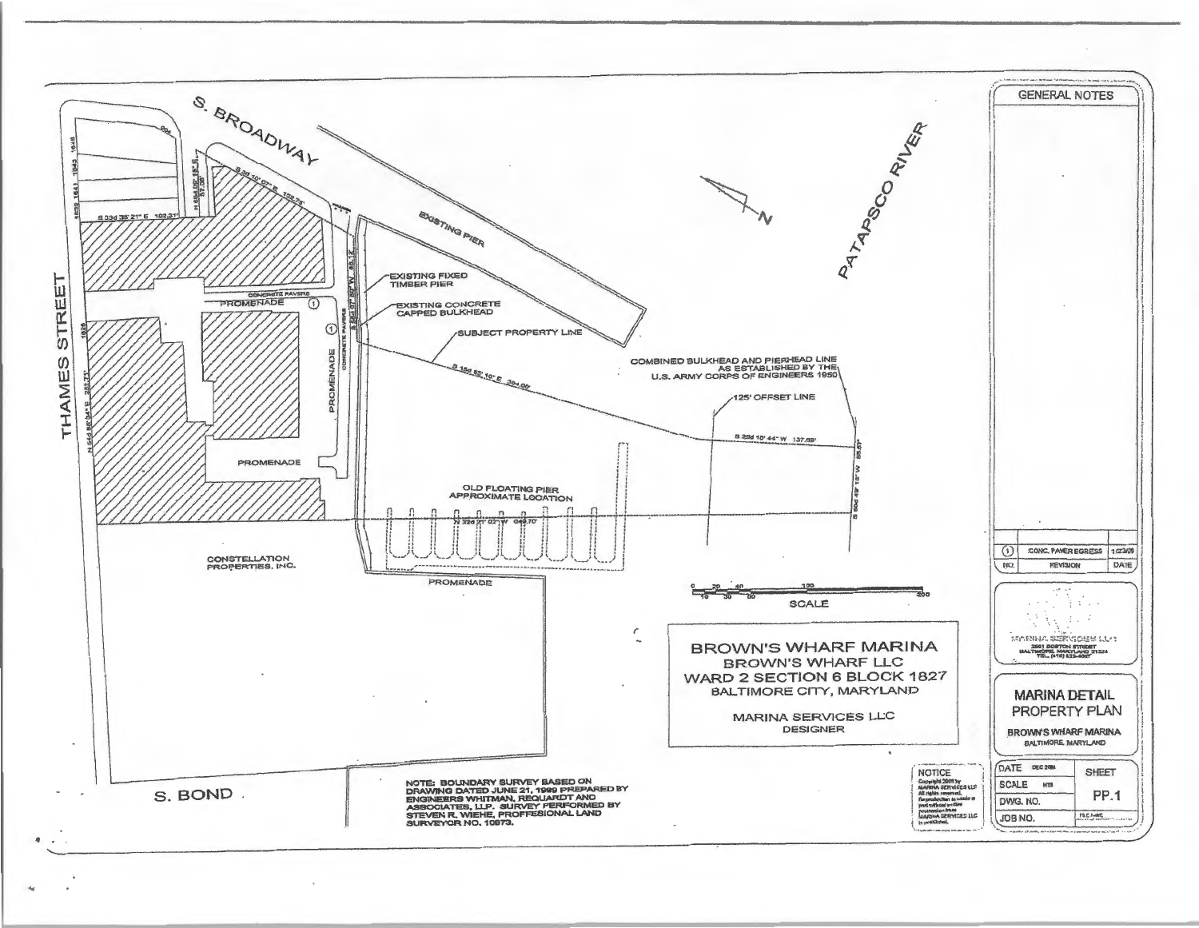# BROWN'S WHARF MARINA

BROWN'S WHARF LLC
WARD 2 SECTION 6 BLOCK 1827
BALTIMORE CITY, MARYLAND

MARINA SERVICES LLC
DESIGNER

S. BROADWAY

THAMES STREET

S. BOND

PATAPSCO RIVER

N

EXISTING PIER

EXISTING FIXED TIMBER PIER

EXISTING CONCRETE CAPPED BULKHEAD

SUBJECT PROPERTY LINE

COMBINED BULKHEAD AND PIERHEAD LINE AS ESTABLISHED BY THE U.S. ARMY CORPS OF ENGINEERS 1950

125' OFFSET LINE

OLD FLOATING PIER APPROXIMATE LOCATION

PROMENADE

CONCRETE PAVERS

CONSTELLATION PROPERTIES, INC.

S 33d 10' 07" E 152.73'

S 33d 35' 21" E 102.31'

N 56d 06' 18" E 57.06'

S 56d 07' 50" W 85.12'

S 15d 55' 10" E 394.00'

S 28d 10' 44" W 137.69'

S 60d 49' 18" W 85.67'

N 32d 21' 02" W 649.70'

N 54d 56' 54" E 252.73'

SCALE

0 20 40 100 200

10 30 60

NOTE: BOUNDARY SURVEY BASED ON DRAWING DATED JUNE 21, 1999 PREPARED BY ENGINEERS WHITMAN, REQUARDT AND ASSOCIATES, LLP. SURVEY PERFORMED BY STEVEN R. WIEHE, PROFFESIONAL LAND SURVEYOR NO. 10973.

NOTICE
Copyright 2008 by MARINA SERVICES LLC. All rights reserved. Reproduction in whole or part without written permission from MARINA SERVICES LLC is prohibited.

## GENERAL NOTES

| NO. | REVISION | DATE |
|---|---|---|
| 1 | CONC. PAVER EGRESS | 1/23/09 |

MARINA SERVICES LLC
2501 BOSTON STREET
BALTIMORE, MARYLAND 21224
TEL. (410) 522-4007

## MARINA DETAIL PROPERTY PLAN

BROWN'S WHARF MARINA
BALTIMORE, MARYLAND

| DATE | DEC 2008 | SHEET |
|---|---|---|
| SCALE | NTS | PP.1 |
| DWG. NO. | | |
| JOB NO. | | |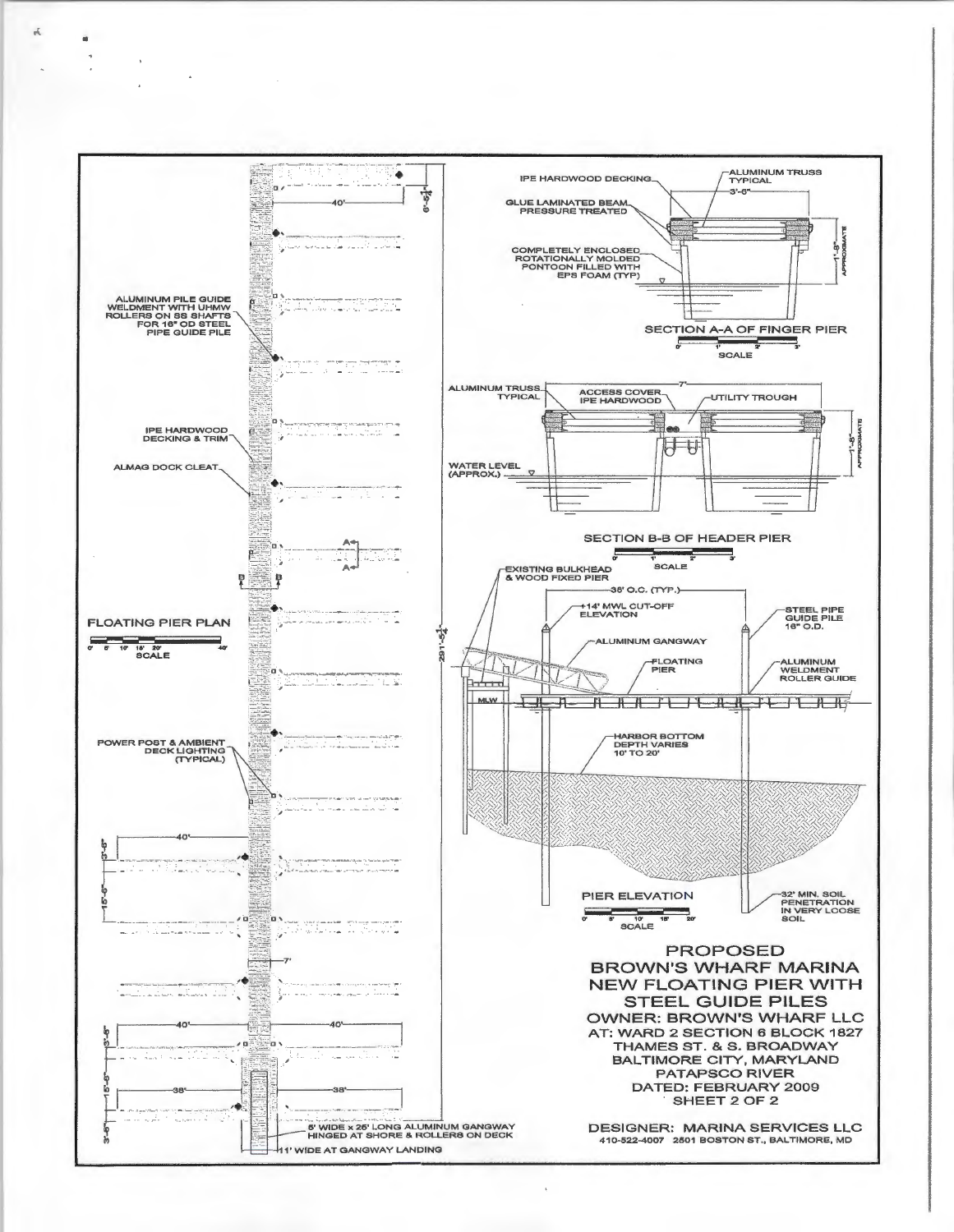FLOATING PIER PLAN

0' 5' 10' 15' 20' 40'
SCALE

ALUMINUM PILE GUIDE WELDMENT WITH UHMW ROLLERS ON SS SHAFTS FOR 16" OD STEEL PIPE GUIDE PILE

IPE HARDWOOD DECKING & TRIM

ALMAG DOCK CLEAT

POWER POST & AMBIENT DECK LIGHTING (TYPICAL)

40'

6'-5¼"

291'-5¼"

A

B

3'-6"

15'-6"

7'

38'

6' WIDE x 26' LONG ALUMINUM GANGWAY HINGED AT SHORE & ROLLERS ON DECK

11' WIDE AT GANGWAY LANDING

IPE HARDWOOD DECKING

GLUE LAMINATED BEAM, PRESSURE TREATED

COMPLETELY ENCLOSED ROTATIONALLY MOLDED PONTOON FILLED WITH EPS FOAM (TYP)

ALUMINUM TRUSS TYPICAL

3'-6"

1'-8" APPROXIMATE

SECTION A-A OF FINGER PIER

0' 1' 2' 3'
SCALE

ALUMINUM TRUSS TYPICAL

ACCESS COVER IPE HARDWOOD

UTILITY TROUGH

7'

1'-8" APPROXIMATE

WATER LEVEL (APPROX.)

SECTION B-B OF HEADER PIER

0' 1' 2' 3'
SCALE

EXISTING BULKHEAD & WOOD FIXED PIER

36' O.C. (TYP.)

+14' MWL CUT-OFF ELEVATION

STEEL PIPE GUIDE PILE 16" O.D.

ALUMINUM GANGWAY

FLOATING PIER

ALUMINUM WELDMENT ROLLER GUIDE

MLW

HARBOR BOTTOM DEPTH VARIES 10' TO 20'

PIER ELEVATION

0' 5' 10' 15' 20'
SCALE

32' MIN. SOIL PENETRATION IN VERY LOOSE SOIL

PROPOSED
BROWN'S WHARF MARINA
NEW FLOATING PIER WITH
STEEL GUIDE PILES
OWNER: BROWN'S WHARF LLC
AT: WARD 2 SECTION 6 BLOCK 1827
THAMES ST. & S. BROADWAY
BALTIMORE CITY, MARYLAND
PATAPSCO RIVER
DATED: FEBRUARY 2009
SHEET 2 OF 2

DESIGNER: MARINA SERVICES LLC
410-522-4007 2501 BOSTON ST., BALTIMORE, MD